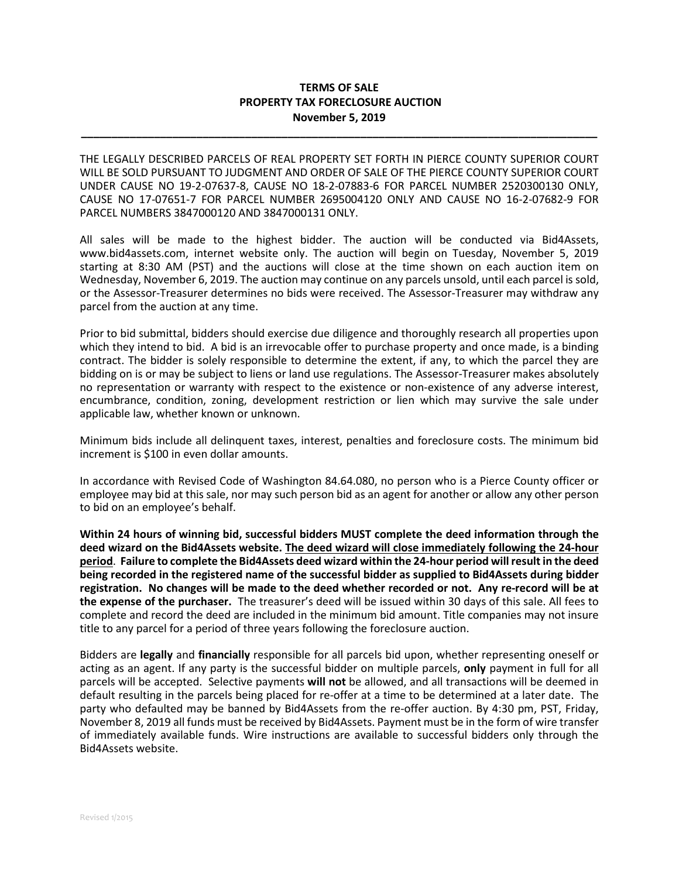# TERMS OF SALE
## PROPERTY TAX FORECLOSURE AUCTION
### November 5, 2019

---

THE LEGALLY DESCRIBED PARCELS OF REAL PROPERTY SET FORTH IN PIERCE COUNTY SUPERIOR COURT WILL BE SOLD PURSUANT TO JUDGMENT AND ORDER OF SALE OF THE PIERCE COUNTY SUPERIOR COURT UNDER CAUSE NO 19-2-07637-8, CAUSE NO 18-2-07883-6 FOR PARCEL NUMBER 2520300130 ONLY, CAUSE NO 17-07651-7 FOR PARCEL NUMBER 2695004120 ONLY AND CAUSE NO 16-2-07682-9 FOR PARCEL NUMBERS 3847000120 AND 3847000131 ONLY.

All sales will be made to the highest bidder. The auction will be conducted via Bid4Assets, www.bid4assets.com, internet website only. The auction will begin on Tuesday, November 5, 2019 starting at 8:30 AM (PST) and the auctions will close at the time shown on each auction item on Wednesday, November 6, 2019. The auction may continue on any parcels unsold, until each parcel is sold, or the Assessor-Treasurer determines no bids were received. The Assessor-Treasurer may withdraw any parcel from the auction at any time.

Prior to bid submittal, bidders should exercise due diligence and thoroughly research all properties upon which they intend to bid. A bid is an irrevocable offer to purchase property and once made, is a binding contract. The bidder is solely responsible to determine the extent, if any, to which the parcel they are bidding on is or may be subject to liens or land use regulations. The Assessor-Treasurer makes absolutely no representation or warranty with respect to the existence or non-existence of any adverse interest, encumbrance, condition, zoning, development restriction or lien which may survive the sale under applicable law, whether known or unknown.

Minimum bids include all delinquent taxes, interest, penalties and foreclosure costs. The minimum bid increment is $100 in even dollar amounts.

In accordance with Revised Code of Washington 84.64.080, no person who is a Pierce County officer or employee may bid at this sale, nor may such person bid as an agent for another or allow any other person to bid on an employee's behalf.

**Within 24 hours of winning bid, successful bidders MUST complete the deed information through the deed wizard on the Bid4Assets website. <u>The deed wizard will close immediately following the 24-hour period</u>. Failure to complete the Bid4Assets deed wizard within the 24-hour period will result in the deed being recorded in the registered name of the successful bidder as supplied to Bid4Assets during bidder registration. No changes will be made to the deed whether recorded or not. Any re-record will be at the expense of the purchaser.** The treasurer's deed will be issued within 30 days of this sale. All fees to complete and record the deed are included in the minimum bid amount. Title companies may not insure title to any parcel for a period of three years following the foreclosure auction.

Bidders are **legally** and **financially** responsible for all parcels bid upon, whether representing oneself or acting as an agent. If any party is the successful bidder on multiple parcels, **only** payment in full for all parcels will be accepted. Selective payments **will not** be allowed, and all transactions will be deemed in default resulting in the parcels being placed for re-offer at a time to be determined at a later date. The party who defaulted may be banned by Bid4Assets from the re-offer auction. By 4:30 pm, PST, Friday, November 8, 2019 all funds must be received by Bid4Assets. Payment must be in the form of wire transfer of immediately available funds. Wire instructions are available to successful bidders only through the Bid4Assets website.

Revised 1/2015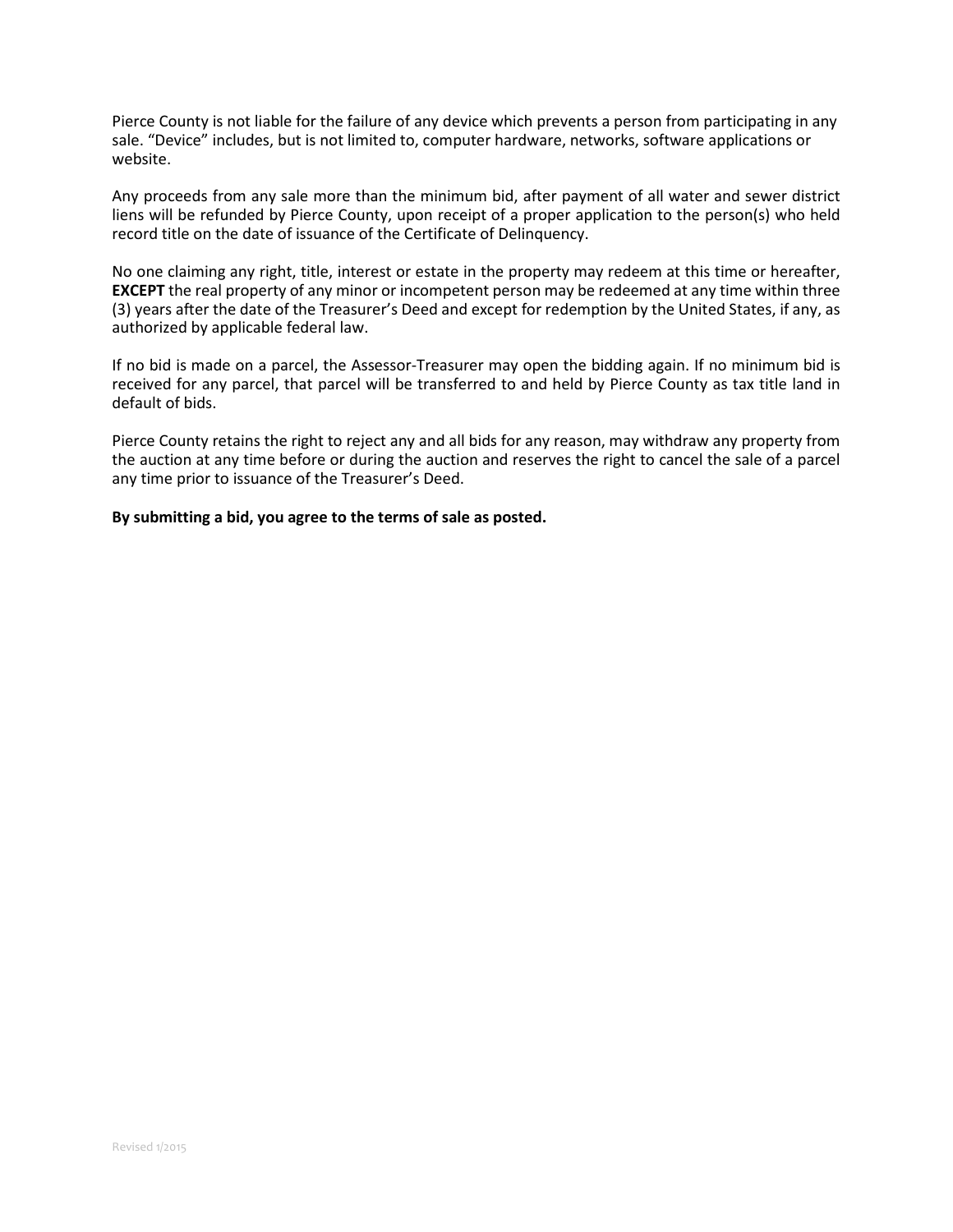Pierce County is not liable for the failure of any device which prevents a person from participating in any sale. “Device” includes, but is not limited to, computer hardware, networks, software applications or website.

Any proceeds from any sale more than the minimum bid, after payment of all water and sewer district liens will be refunded by Pierce County, upon receipt of a proper application to the person(s) who held record title on the date of issuance of the Certificate of Delinquency.

No one claiming any right, title, interest or estate in the property may redeem at this time or hereafter, **EXCEPT** the real property of any minor or incompetent person may be redeemed at any time within three (3) years after the date of the Treasurer’s Deed and except for redemption by the United States, if any, as authorized by applicable federal law.

If no bid is made on a parcel, the Assessor-Treasurer may open the bidding again. If no minimum bid is received for any parcel, that parcel will be transferred to and held by Pierce County as tax title land in default of bids.

Pierce County retains the right to reject any and all bids for any reason, may withdraw any property from the auction at any time before or during the auction and reserves the right to cancel the sale of a parcel any time prior to issuance of the Treasurer’s Deed.

**By submitting a bid, you agree to the terms of sale as posted.**

Revised 1/2015